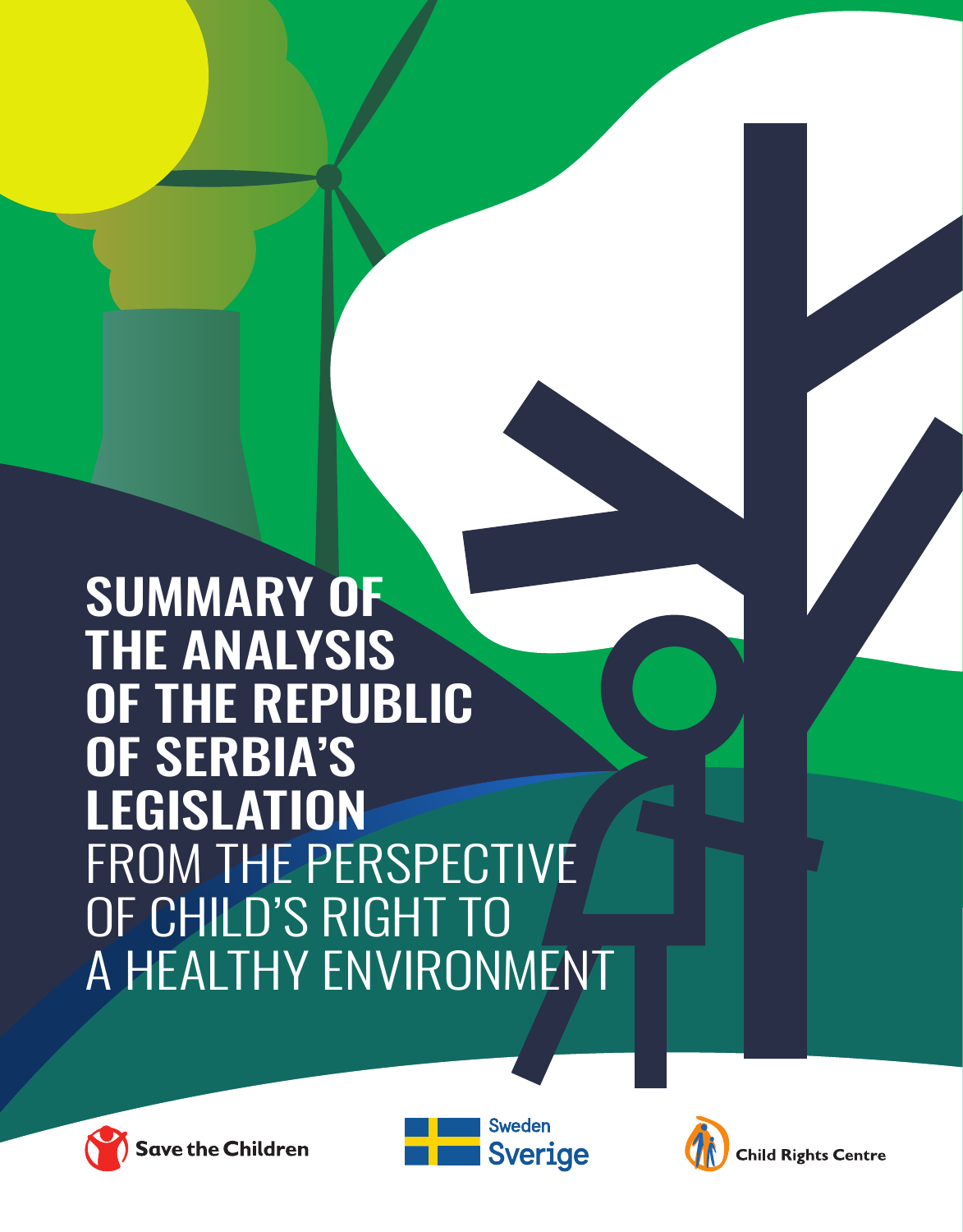# SUMMARY OF THE ANALYSIS OF THE REPUBLIC OF SERBIA'S LEGISLATION FROM THE PERSPECTIVE OF CHILD'S RIGHT TO A HEALTHY ENVIRONMENT

Save the Children

Sweden Sverige

Child Rights Centre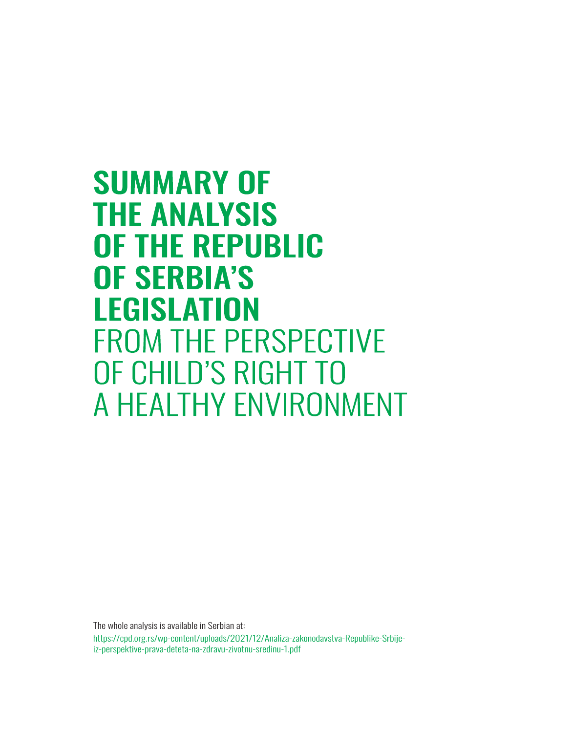# SUMMARY OF THE ANALYSIS OF THE REPUBLIC OF SERBIA'S LEGISLATION FROM THE PERSPECTIVE OF CHILD'S RIGHT TO A HEALTHY ENVIRONMENT

The whole analysis is available in Serbian at:

https://cpd.org.rs/wp-content/uploads/2021/12/Analiza-zakonodavstva-Republike-Srbije-iz-perspektive-prava-deteta-na-zdravu-zivotnu-sredinu-1.pdf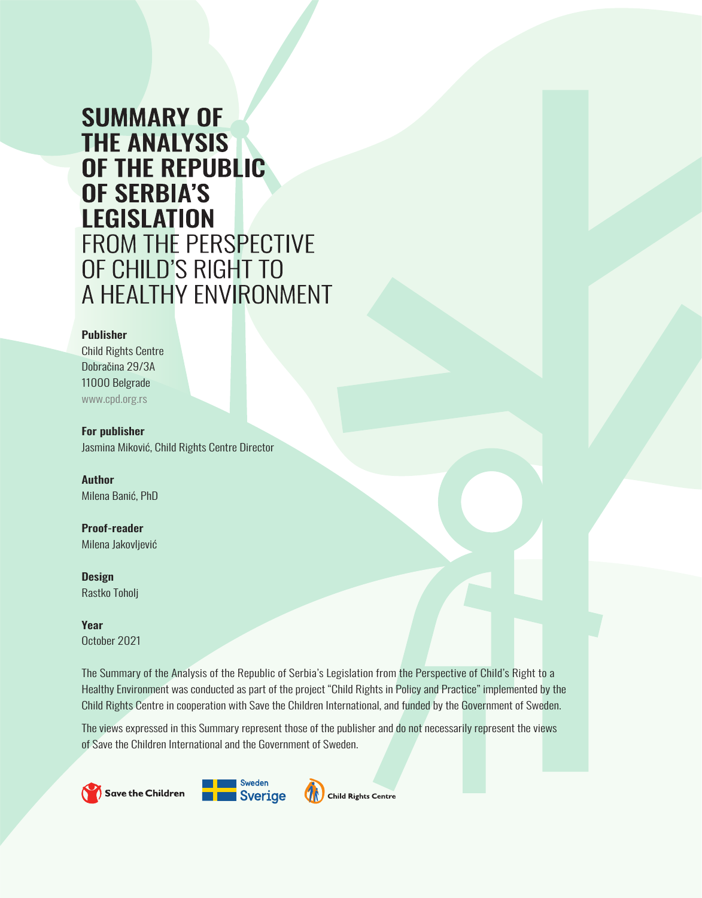# SUMMARY OF THE ANALYSIS OF THE REPUBLIC OF SERBIA'S LEGISLATION FROM THE PERSPECTIVE OF CHILD'S RIGHT TO A HEALTHY ENVIRONMENT

**Publisher**
Child Rights Centre
Dobračina 29/3A
11000 Belgrade
www.cpd.org.rs

**For publisher**
Jasmina Miković, Child Rights Centre Director

**Author**
Milena Banić, PhD

**Proof-reader**
Milena Jakovljević

**Design**
Rastko Toholj

**Year**
October 2021

The Summary of the Analysis of the Republic of Serbia's Legislation from the Perspective of Child's Right to a Healthy Environment was conducted as part of the project "Child Rights in Policy and Practice" implemented by the Child Rights Centre in cooperation with Save the Children International, and funded by the Government of Sweden.

The views expressed in this Summary represent those of the publisher and do not necessarily represent the views of Save the Children International and the Government of Sweden.

Save the Children | Sweden Sverige | Child Rights Centre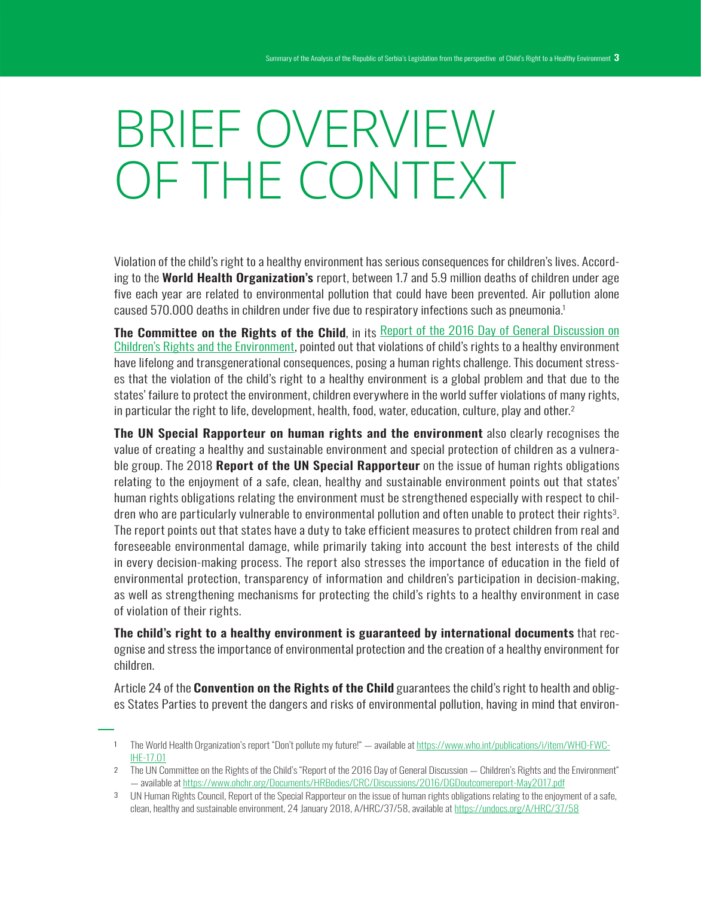# BRIEF OVERVIEW OF THE CONTEXT

Violation of the child's right to a healthy environment has serious consequences for children's lives. According to the **World Health Organization's** report, between 1.7 and 5.9 million deaths of children under age five each year are related to environmental pollution that could have been prevented. Air pollution alone caused 570.000 deaths in children under five due to respiratory infections such as pneumonia.[1]

**The Committee on the Rights of the Child**, in its [Report of the 2016 Day of General Discussion on Children's Rights and the Environment](https://www.ohchr.org/Documents/HRBodies/CRC/Discussions/2016/DGDoutcomereport-May2017.pdf), pointed out that violations of child's rights to a healthy environment have lifelong and transgenerational consequences, posing a human rights challenge. This document stresses that the violation of the child's right to a healthy environment is a global problem and that due to the states' failure to protect the environment, children everywhere in the world suffer violations of many rights, in particular the right to life, development, health, food, water, education, culture, play and other.[2]

**The UN Special Rapporteur on human rights and the environment** also clearly recognises the value of creating a healthy and sustainable environment and special protection of children as a vulnerable group. The 2018 **Report of the UN Special Rapporteur** on the issue of human rights obligations relating to the enjoyment of a safe, clean, healthy and sustainable environment points out that states' human rights obligations relating the environment must be strengthened especially with respect to children who are particularly vulnerable to environmental pollution and often unable to protect their rights[3]. The report points out that states have a duty to take efficient measures to protect children from real and foreseeable environmental damage, while primarily taking into account the best interests of the child in every decision-making process. The report also stresses the importance of education in the field of environmental protection, transparency of information and children's participation in decision-making, as well as strengthening mechanisms for protecting the child's rights to a healthy environment in case of violation of their rights.

**The child's right to a healthy environment is guaranteed by international documents** that recognise and stress the importance of environmental protection and the creation of a healthy environment for children.

Article 24 of the **Convention on the Rights of the Child** guarantees the child's right to health and obliges States Parties to prevent the dangers and risks of environmental pollution, having in mind that environ-

---

1 The World Health Organization's report "Don't pollute my future!" — available at https://www.who.int/publications/i/item/WHO-FWC-IHE-17.01

2 The UN Committee on the Rights of the Child's "Report of the 2016 Day of General Discussion — Children's Rights and the Environment" — available at https://www.ohchr.org/Documents/HRBodies/CRC/Discussions/2016/DGDoutcomereport-May2017.pdf

3 UN Human Rights Council, Report of the Special Rapporteur on the issue of human rights obligations relating to the enjoyment of a safe, clean, healthy and sustainable environment, 24 January 2018, A/HRC/37/58, available at https://undocs.org/A/HRC/37/58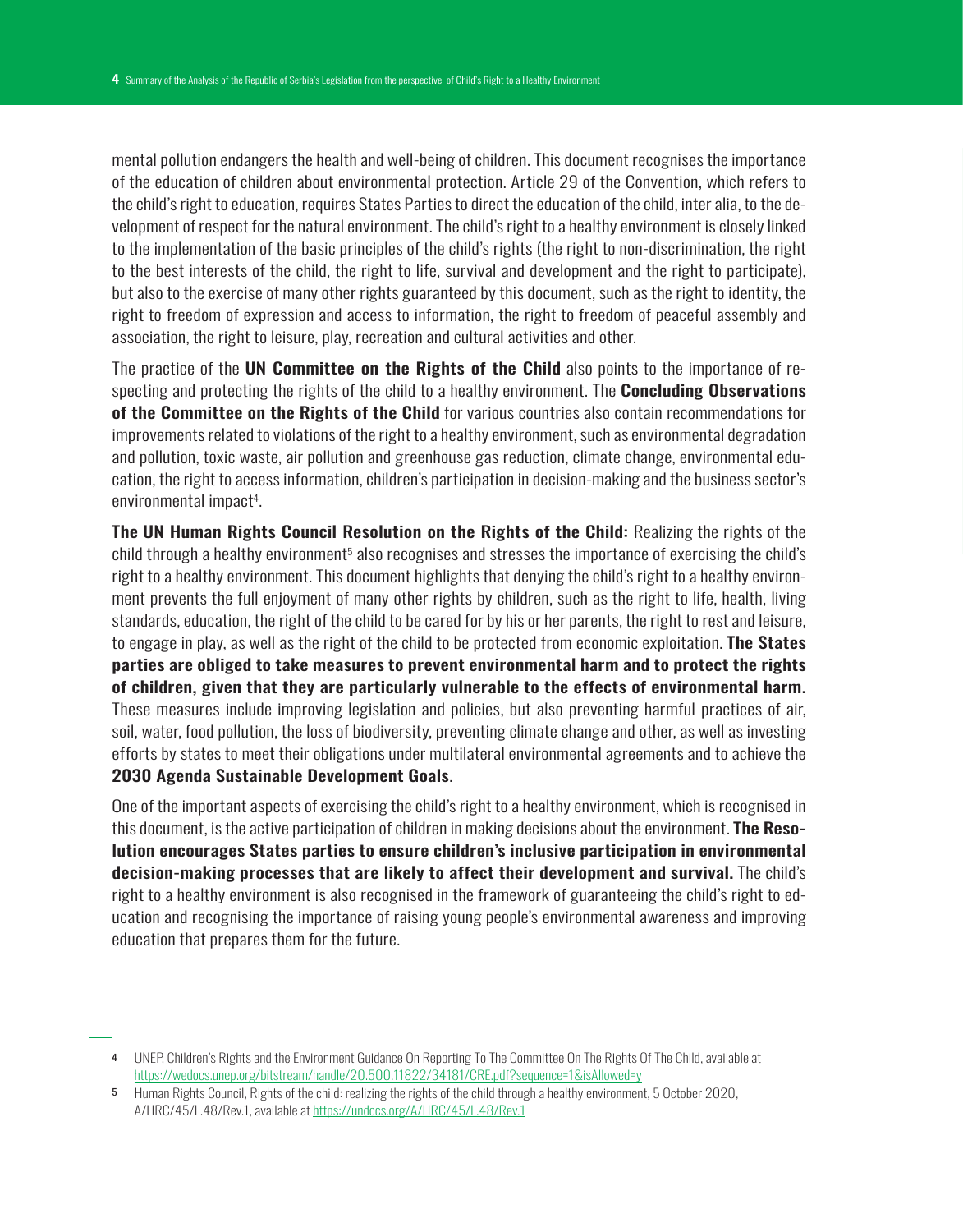mental pollution endangers the health and well-being of children. This document recognises the importance of the education of children about environmental protection. Article 29 of the Convention, which refers to the child's right to education, requires States Parties to direct the education of the child, inter alia, to the development of respect for the natural environment. The child's right to a healthy environment is closely linked to the implementation of the basic principles of the child's rights (the right to non-discrimination, the right to the best interests of the child, the right to life, survival and development and the right to participate), but also to the exercise of many other rights guaranteed by this document, such as the right to identity, the right to freedom of expression and access to information, the right to freedom of peaceful assembly and association, the right to leisure, play, recreation and cultural activities and other.

The practice of the **UN Committee on the Rights of the Child** also points to the importance of respecting and protecting the rights of the child to a healthy environment. The **Concluding Observations of the Committee on the Rights of the Child** for various countries also contain recommendations for improvements related to violations of the right to a healthy environment, such as environmental degradation and pollution, toxic waste, air pollution and greenhouse gas reduction, climate change, environmental education, the right to access information, children's participation in decision-making and the business sector's environmental impact[4].

**The UN Human Rights Council Resolution on the Rights of the Child:** Realizing the rights of the child through a healthy environment[5] also recognises and stresses the importance of exercising the child's right to a healthy environment. This document highlights that denying the child's right to a healthy environment prevents the full enjoyment of many other rights by children, such as the right to life, health, living standards, education, the right of the child to be cared for by his or her parents, the right to rest and leisure, to engage in play, as well as the right of the child to be protected from economic exploitation. **The States parties are obliged to take measures to prevent environmental harm and to protect the rights of children, given that they are particularly vulnerable to the effects of environmental harm.** These measures include improving legislation and policies, but also preventing harmful practices of air, soil, water, food pollution, the loss of biodiversity, preventing climate change and other, as well as investing efforts by states to meet their obligations under multilateral environmental agreements and to achieve the **2030 Agenda Sustainable Development Goals**.

One of the important aspects of exercising the child's right to a healthy environment, which is recognised in this document, is the active participation of children in making decisions about the environment. **The Resolution encourages States parties to ensure children's inclusive participation in environmental decision-making processes that are likely to affect their development and survival.** The child's right to a healthy environment is also recognised in the framework of guaranteeing the child's right to education and recognising the importance of raising young people's environmental awareness and improving education that prepares them for the future.

---

4 UNEP, Children's Rights and the Environment Guidance On Reporting To The Committee On The Rights Of The Child, available at https://wedocs.unep.org/bitstream/handle/20.500.11822/34181/CRE.pdf?sequence=1&isAllowed=y

5 Human Rights Council, Rights of the child: realizing the rights of the child through a healthy environment, 5 October 2020, A/HRC/45/L.48/Rev.1, available at https://undocs.org/A/HRC/45/L.48/Rev.1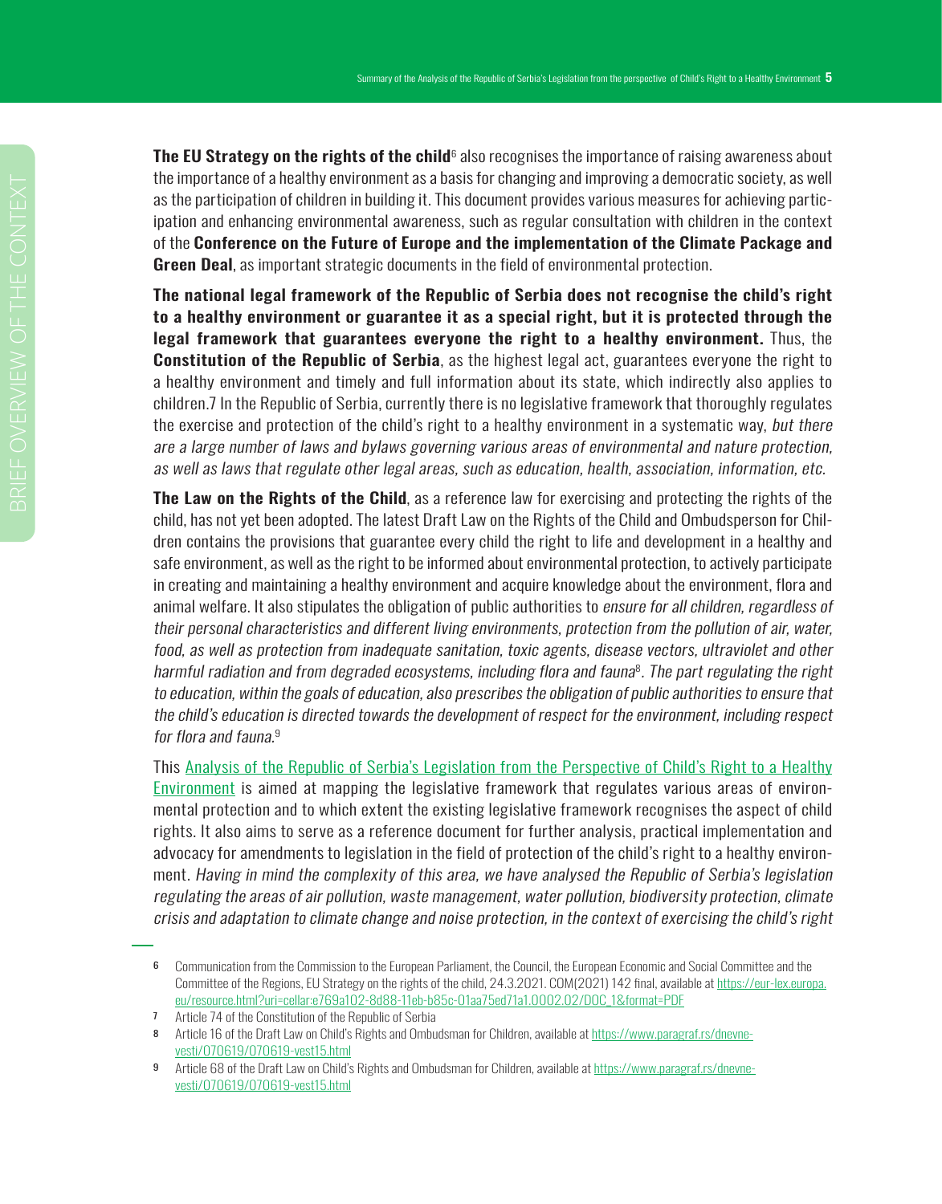**The EU Strategy on the rights of the child**[6] also recognises the importance of raising awareness about the importance of a healthy environment as a basis for changing and improving a democratic society, as well as the participation of children in building it. This document provides various measures for achieving participation and enhancing environmental awareness, such as regular consultation with children in the context of the **Conference on the Future of Europe and the implementation of the Climate Package and Green Deal**, as important strategic documents in the field of environmental protection.

**The national legal framework of the Republic of Serbia does not recognise the child's right to a healthy environment or guarantee it as a special right, but it is protected through the legal framework that guarantees everyone the right to a healthy environment.** Thus, the **Constitution of the Republic of Serbia**, as the highest legal act, guarantees everyone the right to a healthy environment and timely and full information about its state, which indirectly also applies to children.7 In the Republic of Serbia, currently there is no legislative framework that thoroughly regulates the exercise and protection of the child's right to a healthy environment in a systematic way, *but there are a large number of laws and bylaws governing various areas of environmental and nature protection, as well as laws that regulate other legal areas, such as education, health, association, information, etc.*

**The Law on the Rights of the Child**, as a reference law for exercising and protecting the rights of the child, has not yet been adopted. The latest Draft Law on the Rights of the Child and Ombudsperson for Children contains the provisions that guarantee every child the right to life and development in a healthy and safe environment, as well as the right to be informed about environmental protection, to actively participate in creating and maintaining a healthy environment and acquire knowledge about the environment, flora and animal welfare. It also stipulates the obligation of public authorities to *ensure for all children, regardless of their personal characteristics and different living environments, protection from the pollution of air, water, food, as well as protection from inadequate sanitation, toxic agents, disease vectors, ultraviolet and other harmful radiation and from degraded ecosystems, including flora and fauna*[8]. *The part regulating the right to education, within the goals of education, also prescribes the obligation of public authorities to ensure that the child's education is directed towards the development of respect for the environment, including respect for flora and fauna.*[9]

This Analysis of the Republic of Serbia's Legislation from the Perspective of Child's Right to a Healthy Environment is aimed at mapping the legislative framework that regulates various areas of environmental protection and to which extent the existing legislative framework recognises the aspect of child rights. It also aims to serve as a reference document for further analysis, practical implementation and advocacy for amendments to legislation in the field of protection of the child's right to a healthy environment. *Having in mind the complexity of this area, we have analysed the Republic of Serbia's legislation regulating the areas of air pollution, waste management, water pollution, biodiversity protection, climate crisis and adaptation to climate change and noise protection, in the context of exercising the child's right*

---

6 Communication from the Commission to the European Parliament, the Council, the European Economic and Social Committee and the Committee of the Regions, EU Strategy on the rights of the child, 24.3.2021. COM(2021) 142 final, available at https://eur-lex.europa.eu/resource.html?uri=cellar:e769a102-8d88-11eb-b85c-01aa75ed71a1.0002.02/DOC_1&format=PDF

7 Article 74 of the Constitution of the Republic of Serbia

8 Article 16 of the Draft Law on Child's Rights and Ombudsman for Children, available at https://www.paragraf.rs/dnevne-vesti/070619/070619-vest15.html

9 Article 68 of the Draft Law on Child's Rights and Ombudsman for Children, available at https://www.paragraf.rs/dnevne-vesti/070619/070619-vest15.html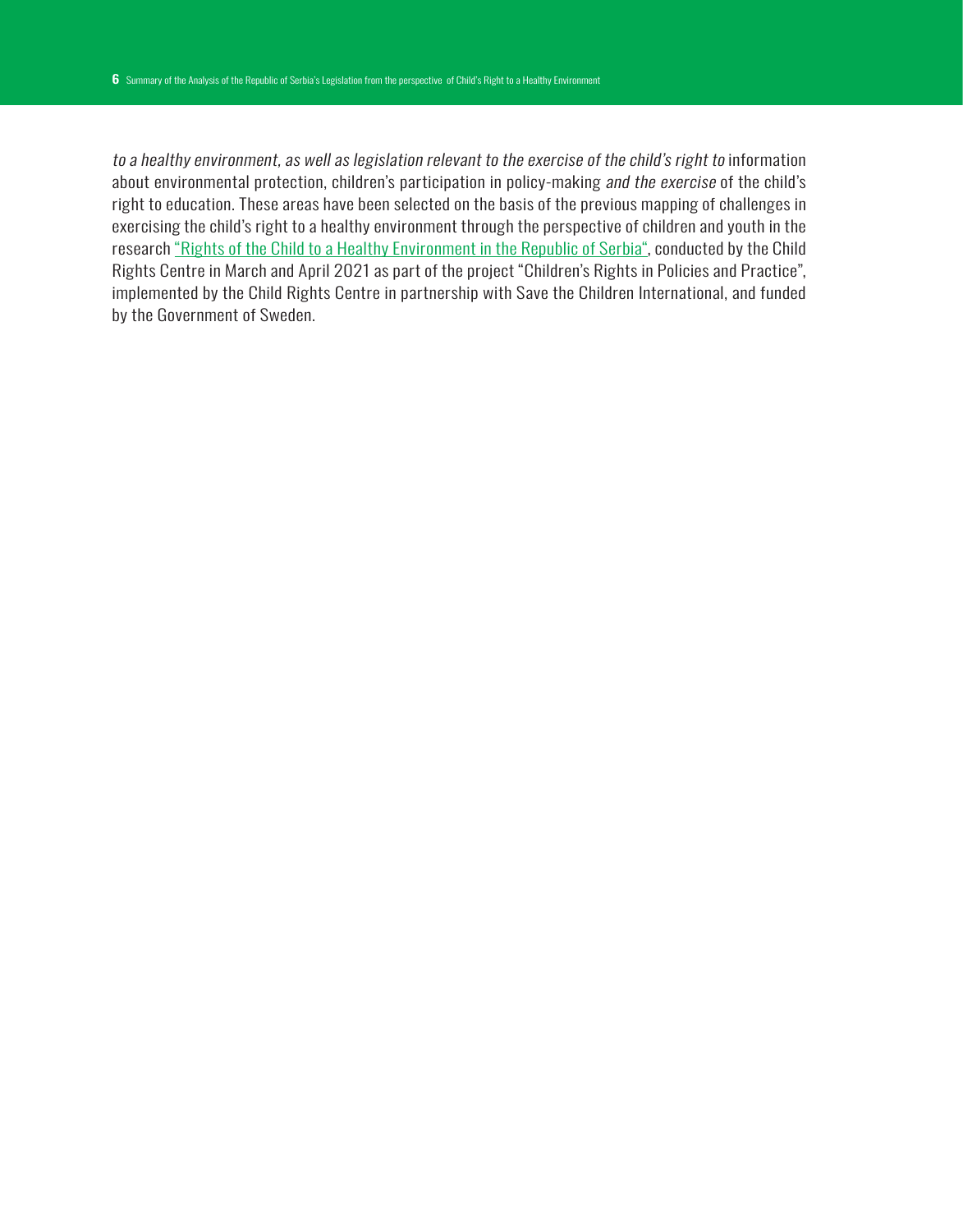*to a healthy environment, as well as legislation relevant to the exercise of the child's right to* information about environmental protection, children's participation in policy-making *and the exercise* of the child's right to education. These areas have been selected on the basis of the previous mapping of challenges in exercising the child's right to a healthy environment through the perspective of children and youth in the research "Rights of the Child to a Healthy Environment in the Republic of Serbia", conducted by the Child Rights Centre in March and April 2021 as part of the project "Children's Rights in Policies and Practice", implemented by the Child Rights Centre in partnership with Save the Children International, and funded by the Government of Sweden.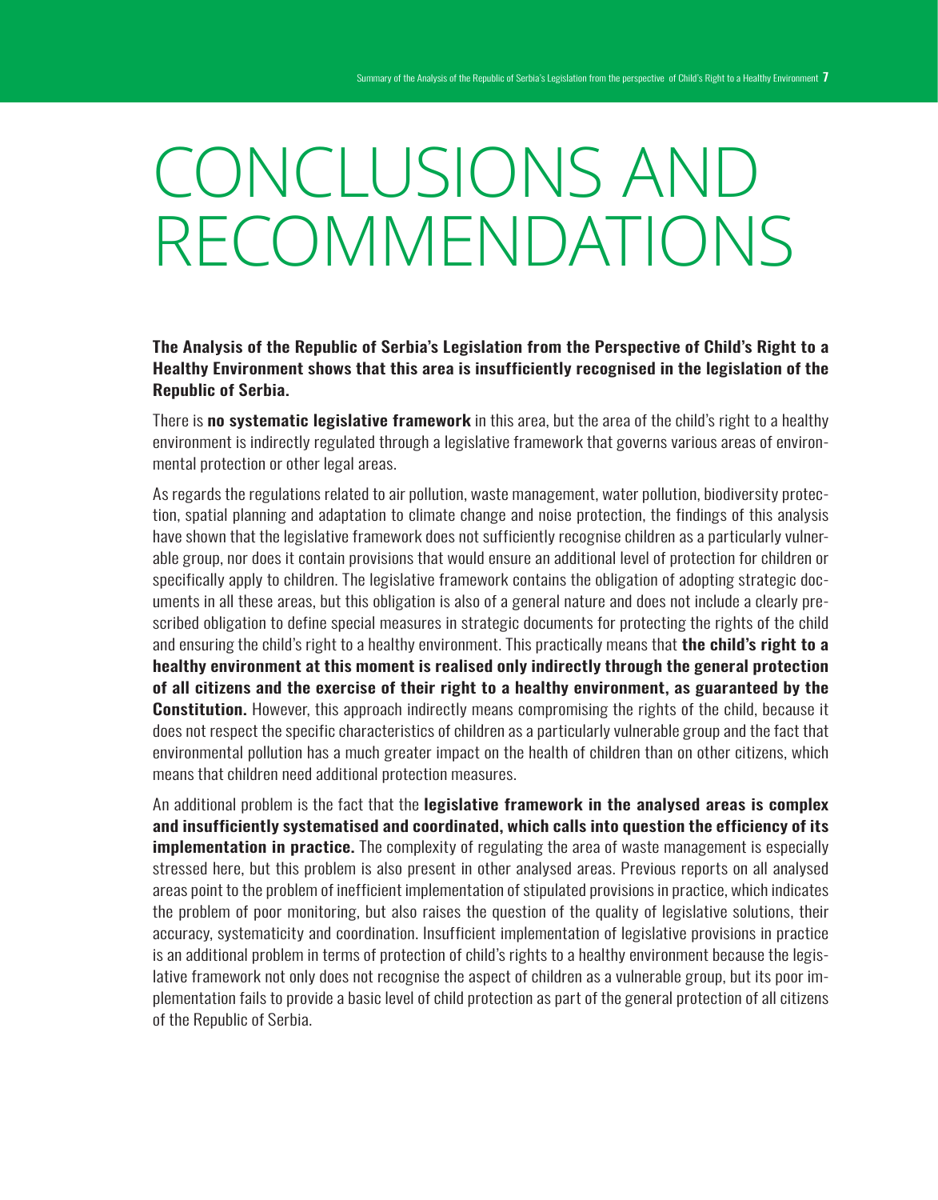# CONCLUSIONS AND RECOMMENDATIONS

**The Analysis of the Republic of Serbia's Legislation from the Perspective of Child's Right to a Healthy Environment shows that this area is insufficiently recognised in the legislation of the Republic of Serbia.**

There is **no systematic legislative framework** in this area, but the area of the child's right to a healthy environment is indirectly regulated through a legislative framework that governs various areas of environmental protection or other legal areas.

As regards the regulations related to air pollution, waste management, water pollution, biodiversity protection, spatial planning and adaptation to climate change and noise protection, the findings of this analysis have shown that the legislative framework does not sufficiently recognise children as a particularly vulnerable group, nor does it contain provisions that would ensure an additional level of protection for children or specifically apply to children. The legislative framework contains the obligation of adopting strategic documents in all these areas, but this obligation is also of a general nature and does not include a clearly prescribed obligation to define special measures in strategic documents for protecting the rights of the child and ensuring the child's right to a healthy environment. This practically means that **the child's right to a healthy environment at this moment is realised only indirectly through the general protection of all citizens and the exercise of their right to a healthy environment, as guaranteed by the Constitution.** However, this approach indirectly means compromising the rights of the child, because it does not respect the specific characteristics of children as a particularly vulnerable group and the fact that environmental pollution has a much greater impact on the health of children than on other citizens, which means that children need additional protection measures.

An additional problem is the fact that the **legislative framework in the analysed areas is complex and insufficiently systematised and coordinated, which calls into question the efficiency of its implementation in practice.** The complexity of regulating the area of waste management is especially stressed here, but this problem is also present in other analysed areas. Previous reports on all analysed areas point to the problem of inefficient implementation of stipulated provisions in practice, which indicates the problem of poor monitoring, but also raises the question of the quality of legislative solutions, their accuracy, systematicity and coordination. Insufficient implementation of legislative provisions in practice is an additional problem in terms of protection of child's rights to a healthy environment because the legislative framework not only does not recognise the aspect of children as a vulnerable group, but its poor implementation fails to provide a basic level of child protection as part of the general protection of all citizens of the Republic of Serbia.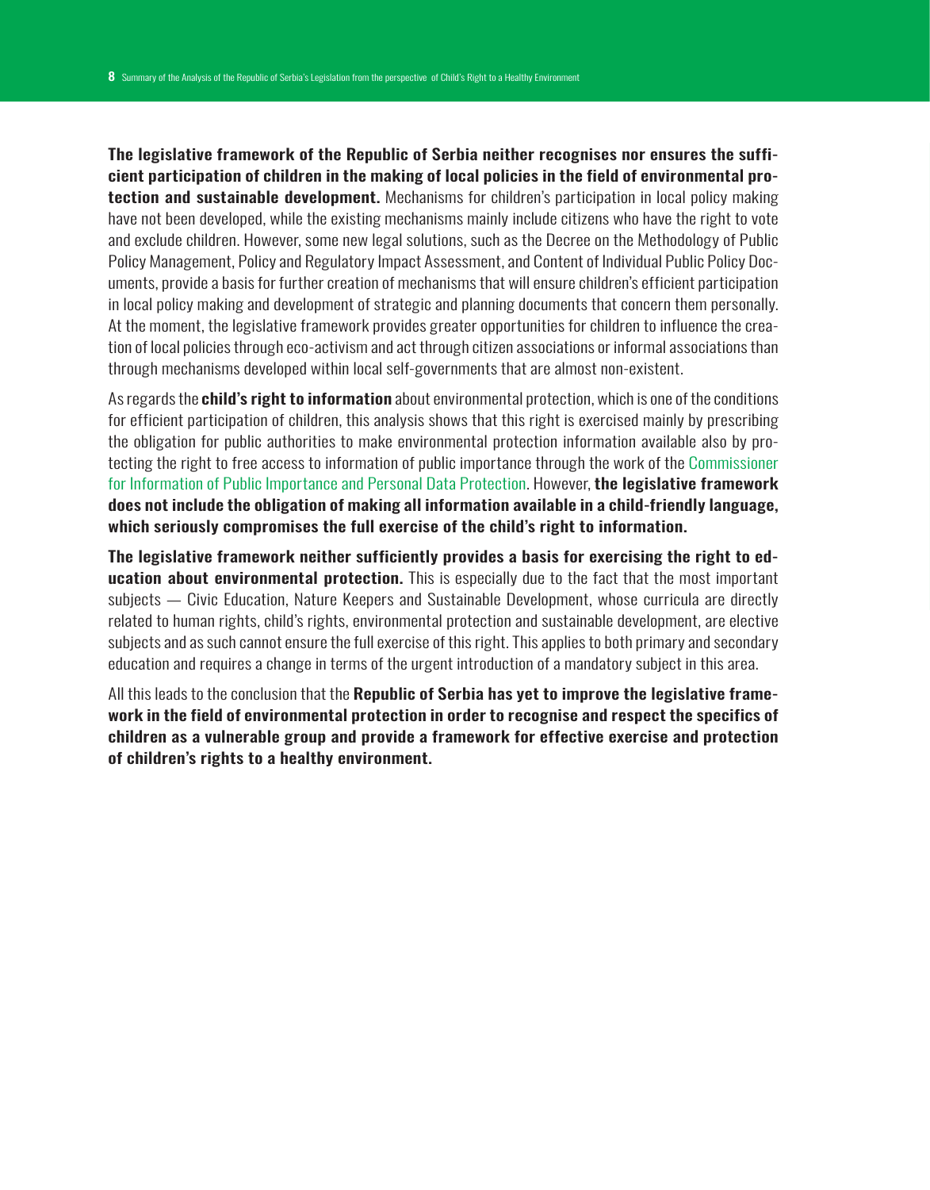**The legislative framework of the Republic of Serbia neither recognises nor ensures the sufficient participation of children in the making of local policies in the field of environmental protection and sustainable development.** Mechanisms for children's participation in local policy making have not been developed, while the existing mechanisms mainly include citizens who have the right to vote and exclude children. However, some new legal solutions, such as the Decree on the Methodology of Public Policy Management, Policy and Regulatory Impact Assessment, and Content of Individual Public Policy Documents, provide a basis for further creation of mechanisms that will ensure children's efficient participation in local policy making and development of strategic and planning documents that concern them personally. At the moment, the legislative framework provides greater opportunities for children to influence the creation of local policies through eco-activism and act through citizen associations or informal associations than through mechanisms developed within local self-governments that are almost non-existent.

As regards the **child's right to information** about environmental protection, which is one of the conditions for efficient participation of children, this analysis shows that this right is exercised mainly by prescribing the obligation for public authorities to make environmental protection information available also by protecting the right to free access to information of public importance through the work of the Commissioner for Information of Public Importance and Personal Data Protection. However, **the legislative framework does not include the obligation of making all information available in a child-friendly language, which seriously compromises the full exercise of the child's right to information.**

**The legislative framework neither sufficiently provides a basis for exercising the right to education about environmental protection.** This is especially due to the fact that the most important subjects — Civic Education, Nature Keepers and Sustainable Development, whose curricula are directly related to human rights, child's rights, environmental protection and sustainable development, are elective subjects and as such cannot ensure the full exercise of this right. This applies to both primary and secondary education and requires a change in terms of the urgent introduction of a mandatory subject in this area.

All this leads to the conclusion that the **Republic of Serbia has yet to improve the legislative framework in the field of environmental protection in order to recognise and respect the specifics of children as a vulnerable group and provide a framework for effective exercise and protection of children's rights to a healthy environment.**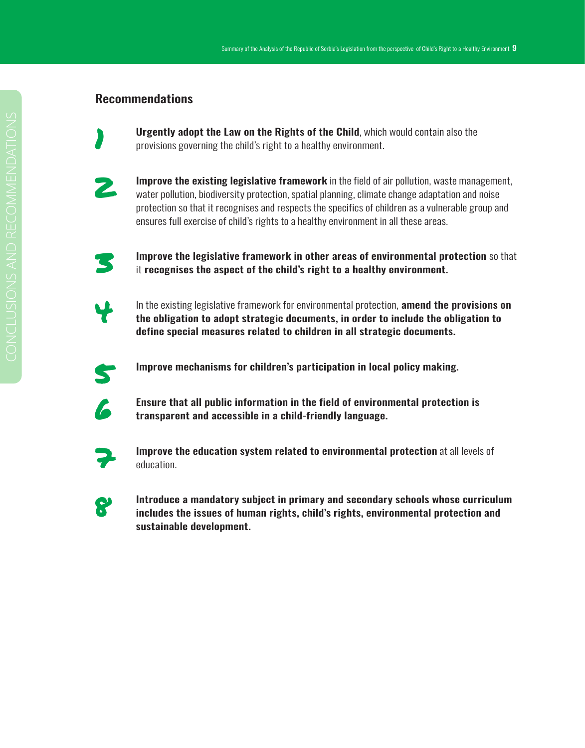## Recommendations

1. **Urgently adopt the Law on the Rights of the Child**, which would contain also the provisions governing the child's right to a healthy environment.

2. **Improve the existing legislative framework** in the field of air pollution, waste management, water pollution, biodiversity protection, spatial planning, climate change adaptation and noise protection so that it recognises and respects the specifics of children as a vulnerable group and ensures full exercise of child's rights to a healthy environment in all these areas.

3. **Improve the legislative framework in other areas of environmental protection** so that it **recognises the aspect of the child's right to a healthy environment.**

4. In the existing legislative framework for environmental protection, **amend the provisions on the obligation to adopt strategic documents, in order to include the obligation to define special measures related to children in all strategic documents.**

5. **Improve mechanisms for children's participation in local policy making.**

6. **Ensure that all public information in the field of environmental protection is transparent and accessible in a child-friendly language.**

7. **Improve the education system related to environmental protection** at all levels of education.

8. **Introduce a mandatory subject in primary and secondary schools whose curriculum includes the issues of human rights, child's rights, environmental protection and sustainable development.**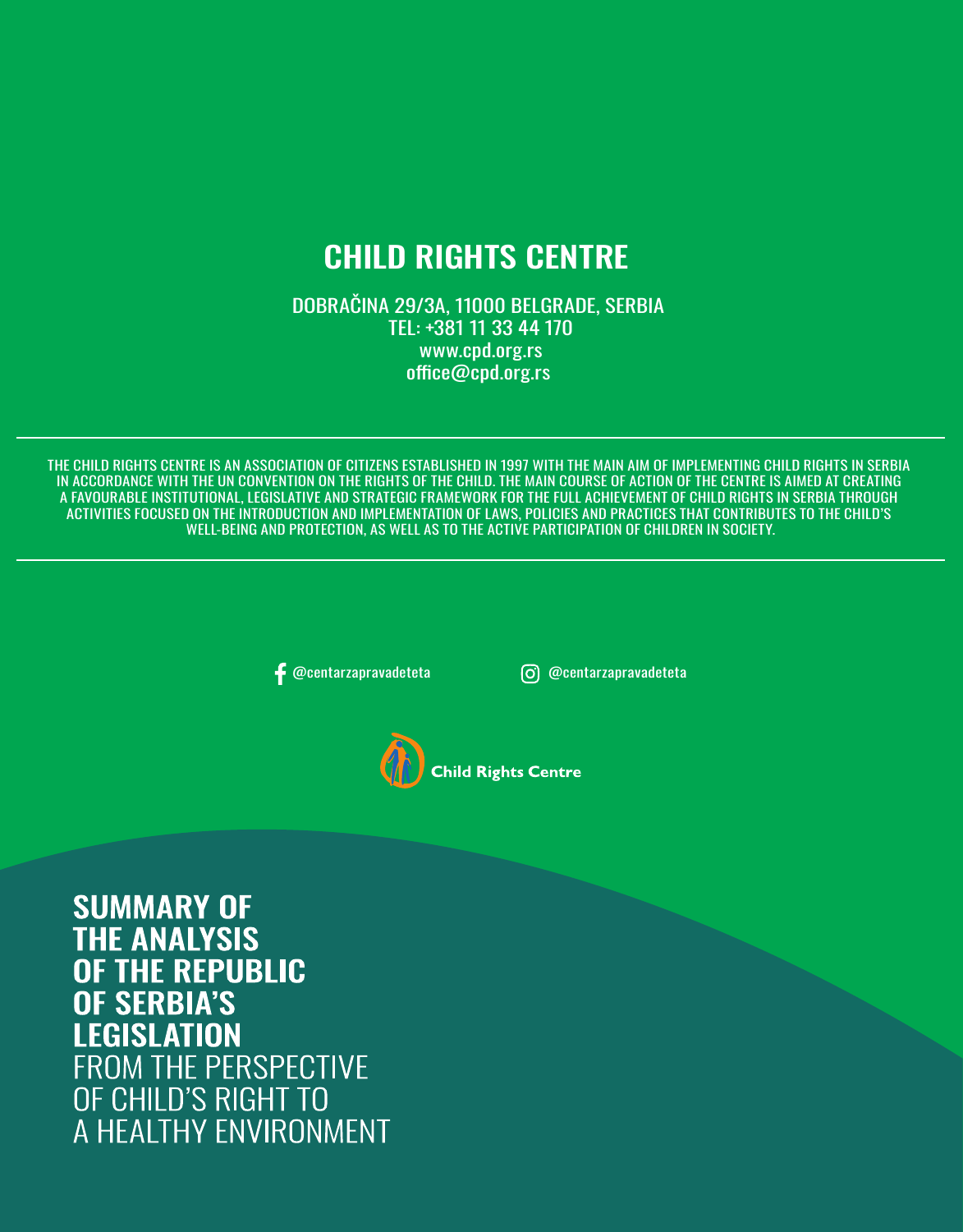# CHILD RIGHTS CENTRE

DOBRAČINA 29/3A, 11000 BELGRADE, SERBIA
TEL: +381 11 33 44 170
www.cpd.org.rs
office@cpd.org.rs

---

THE CHILD RIGHTS CENTRE IS AN ASSOCIATION OF CITIZENS ESTABLISHED IN 1997 WITH THE MAIN AIM OF IMPLEMENTING CHILD RIGHTS IN SERBIA IN ACCORDANCE WITH THE UN CONVENTION ON THE RIGHTS OF THE CHILD. THE MAIN COURSE OF ACTION OF THE CENTRE IS AIMED AT CREATING A FAVOURABLE INSTITUTIONAL, LEGISLATIVE AND STRATEGIC FRAMEWORK FOR THE FULL ACHIEVEMENT OF CHILD RIGHTS IN SERBIA THROUGH ACTIVITIES FOCUSED ON THE INTRODUCTION AND IMPLEMENTATION OF LAWS, POLICIES AND PRACTICES THAT CONTRIBUTES TO THE CHILD'S WELL-BEING AND PROTECTION, AS WELL AS TO THE ACTIVE PARTICIPATION OF CHILDREN IN SOCIETY.

---

@centarzapravadeteta @centarzapravadeteta

Child Rights Centre

**SUMMARY OF THE ANALYSIS OF THE REPUBLIC OF SERBIA'S LEGISLATION**
FROM THE PERSPECTIVE OF CHILD'S RIGHT TO A HEALTHY ENVIRONMENT